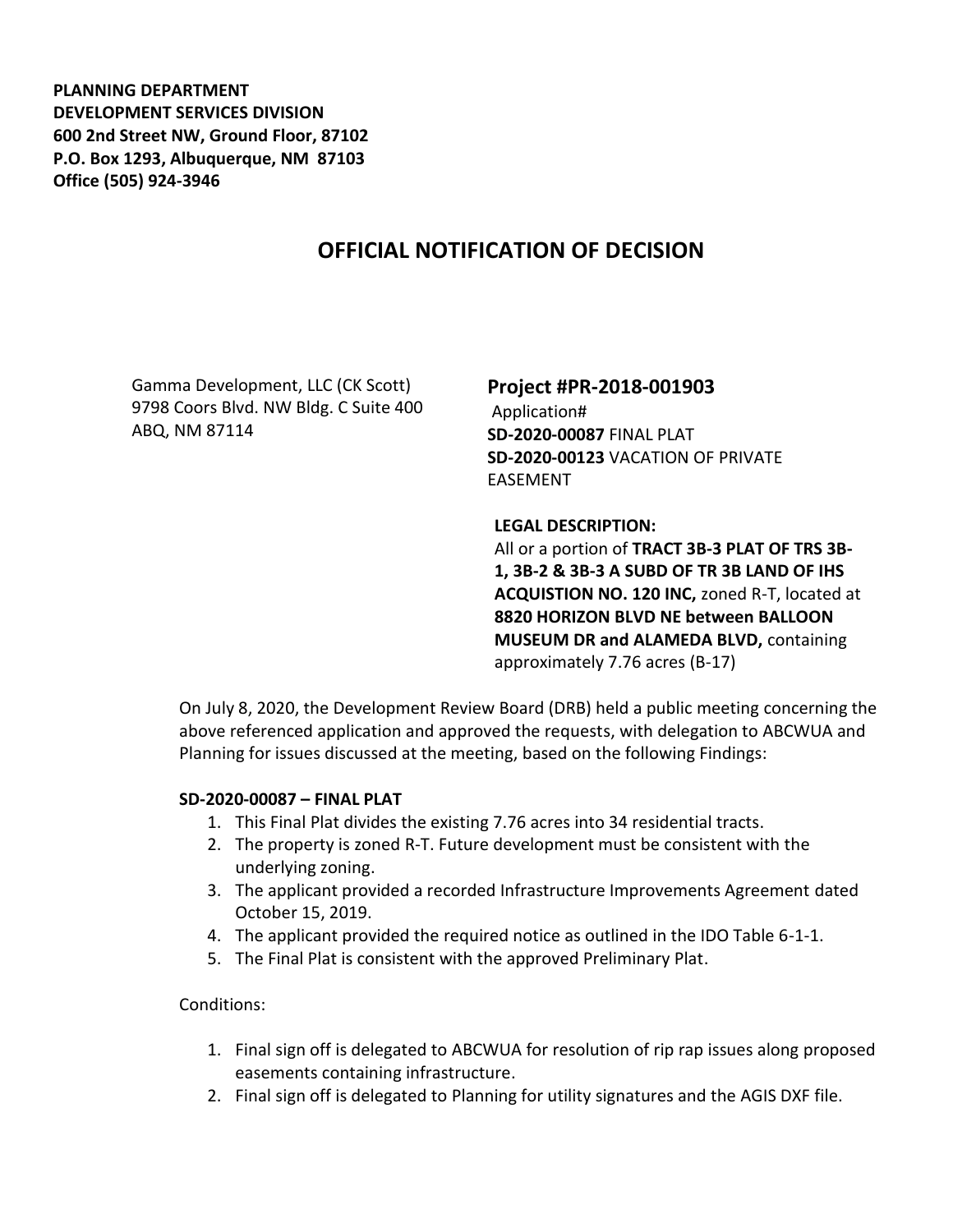**PLANNING DEPARTMENT**
**DEVELOPMENT SERVICES DIVISION**
**600 2nd Street NW, Ground Floor, 87102**
**P.O. Box 1293, Albuquerque, NM 87103**
**Office (505) 924-3946**

# OFFICIAL NOTIFICATION OF DECISION

Gamma Development, LLC (CK Scott)
9798 Coors Blvd. NW Bldg. C Suite 400
ABQ, NM 87114

## Project #PR-2018-001903

Application#
**SD-2020-00087** FINAL PLAT
**SD-2020-00123** VACATION OF PRIVATE EASEMENT

**LEGAL DESCRIPTION:**
All or a portion of **TRACT 3B-3 PLAT OF TRS 3B-1, 3B-2 & 3B-3 A SUBD OF TR 3B LAND OF IHS ACQUISTION NO. 120 INC,** zoned R-T, located at **8820 HORIZON BLVD NE between BALLOON MUSEUM DR and ALAMEDA BLVD,** containing approximately 7.76 acres (B-17)

On July 8, 2020, the Development Review Board (DRB) held a public meeting concerning the above referenced application and approved the requests, with delegation to ABCWUA and Planning for issues discussed at the meeting, based on the following Findings:

**SD-2020-00087 – FINAL PLAT**

1. This Final Plat divides the existing 7.76 acres into 34 residential tracts.
2. The property is zoned R-T. Future development must be consistent with the underlying zoning.
3. The applicant provided a recorded Infrastructure Improvements Agreement dated October 15, 2019.
4. The applicant provided the required notice as outlined in the IDO Table 6-1-1.
5. The Final Plat is consistent with the approved Preliminary Plat.

Conditions:

1. Final sign off is delegated to ABCWUA for resolution of rip rap issues along proposed easements containing infrastructure.
2. Final sign off is delegated to Planning for utility signatures and the AGIS DXF file.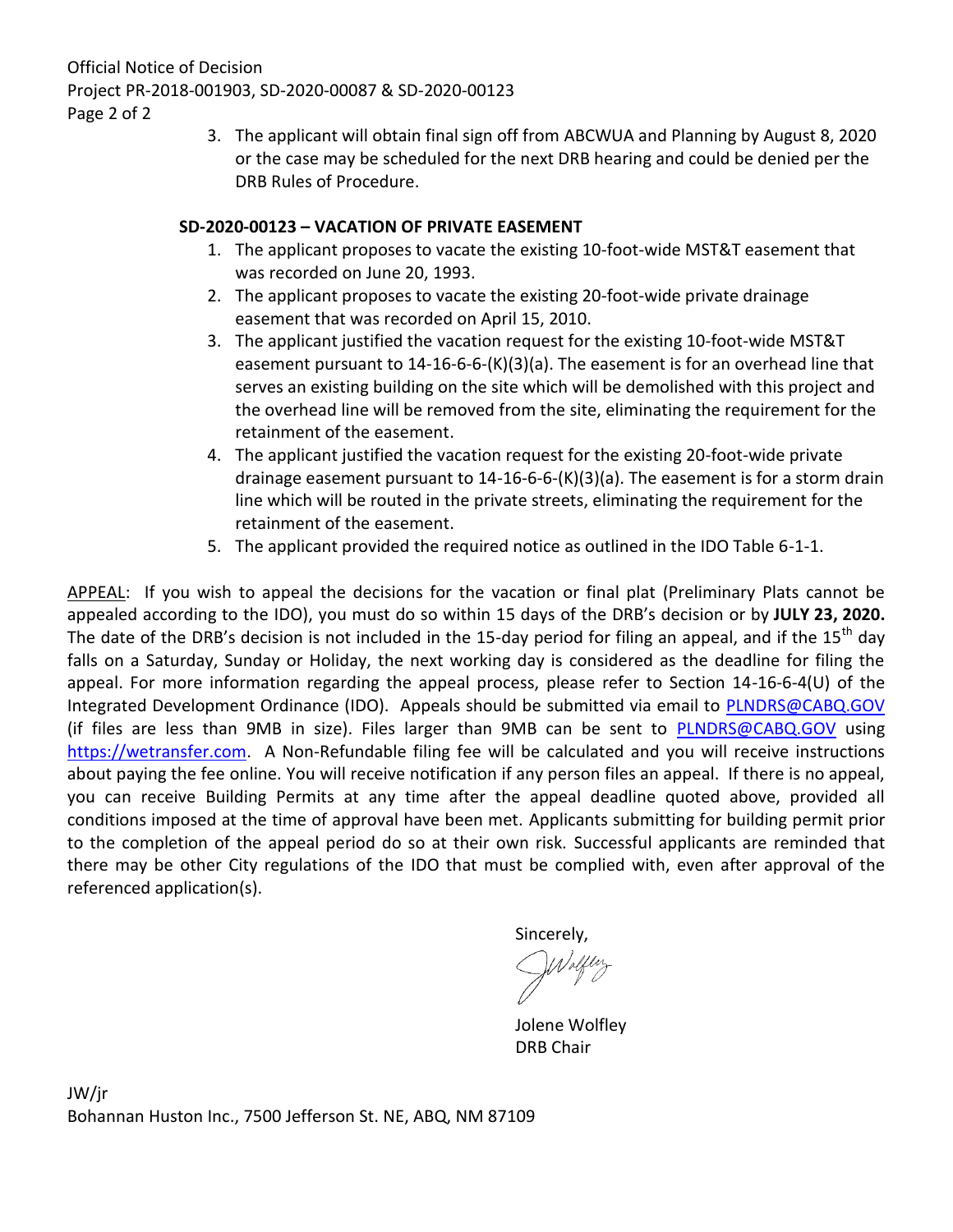3. The applicant will obtain final sign off from ABCWUA and Planning by August 8, 2020 or the case may be scheduled for the next DRB hearing and could be denied per the DRB Rules of Procedure.

**SD-2020-00123 – VACATION OF PRIVATE EASEMENT**

1. The applicant proposes to vacate the existing 10-foot-wide MST&T easement that was recorded on June 20, 1993.
2. The applicant proposes to vacate the existing 20-foot-wide private drainage easement that was recorded on April 15, 2010.
3. The applicant justified the vacation request for the existing 10-foot-wide MST&T easement pursuant to 14-16-6-6-(K)(3)(a). The easement is for an overhead line that serves an existing building on the site which will be demolished with this project and the overhead line will be removed from the site, eliminating the requirement for the retainment of the easement.
4. The applicant justified the vacation request for the existing 20-foot-wide private drainage easement pursuant to 14-16-6-6-(K)(3)(a). The easement is for a storm drain line which will be routed in the private streets, eliminating the requirement for the retainment of the easement.
5. The applicant provided the required notice as outlined in the IDO Table 6-1-1.

APPEAL: If you wish to appeal the decisions for the vacation or final plat (Preliminary Plats cannot be appealed according to the IDO), you must do so within 15 days of the DRB's decision or by **JULY 23, 2020.** The date of the DRB's decision is not included in the 15-day period for filing an appeal, and if the 15th day falls on a Saturday, Sunday or Holiday, the next working day is considered as the deadline for filing the appeal. For more information regarding the appeal process, please refer to Section 14-16-6-4(U) of the Integrated Development Ordinance (IDO). Appeals should be submitted via email to PLNDRS@CABQ.GOV (if files are less than 9MB in size). Files larger than 9MB can be sent to PLNDRS@CABQ.GOV using https://wetransfer.com. A Non-Refundable filing fee will be calculated and you will receive instructions about paying the fee online. You will receive notification if any person files an appeal. If there is no appeal, you can receive Building Permits at any time after the appeal deadline quoted above, provided all conditions imposed at the time of approval have been met. Applicants submitting for building permit prior to the completion of the appeal period do so at their own risk. Successful applicants are reminded that there may be other City regulations of the IDO that must be complied with, even after approval of the referenced application(s).

Sincerely,

Jolene Wolfley
DRB Chair

JW/jr
Bohannan Huston Inc., 7500 Jefferson St. NE, ABQ, NM 87109